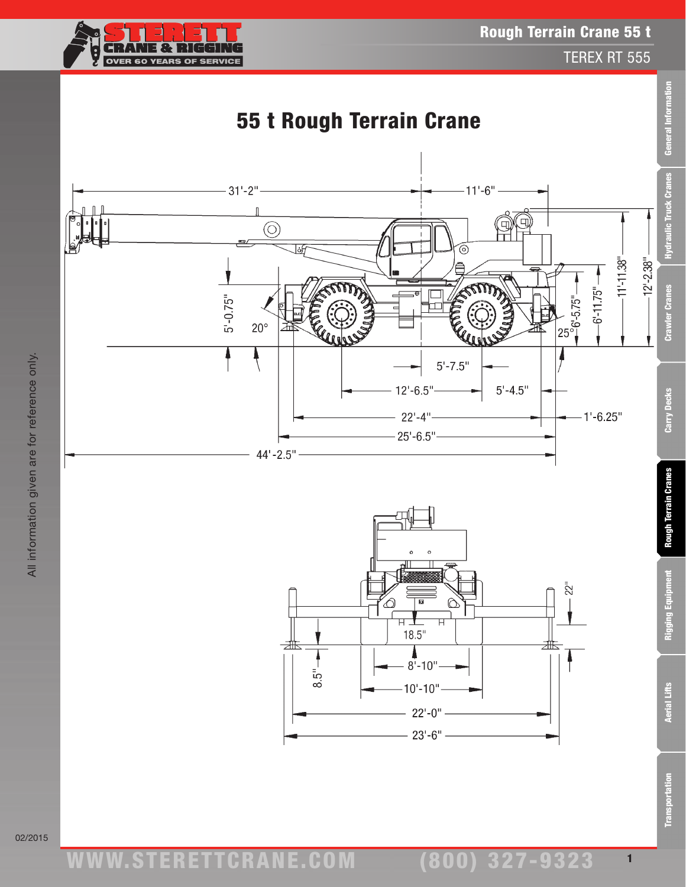# 55 t Rough Terrain Crane

31'-2"
11'-6"
5'-0.75"
20°
25°
6'-5.75"
6'-11.75"
11'-11.38"
12'-2.38"
5'-7.5"
12'-6.5"
5'-4.5"
22'-4"
1'-6.25"
25'-6.5"
44'-2.5"

22"
18.5"
8.5"
8'-10"
10'-10"
22'-0"
23'-6"

All information given are for reference only.

02/2015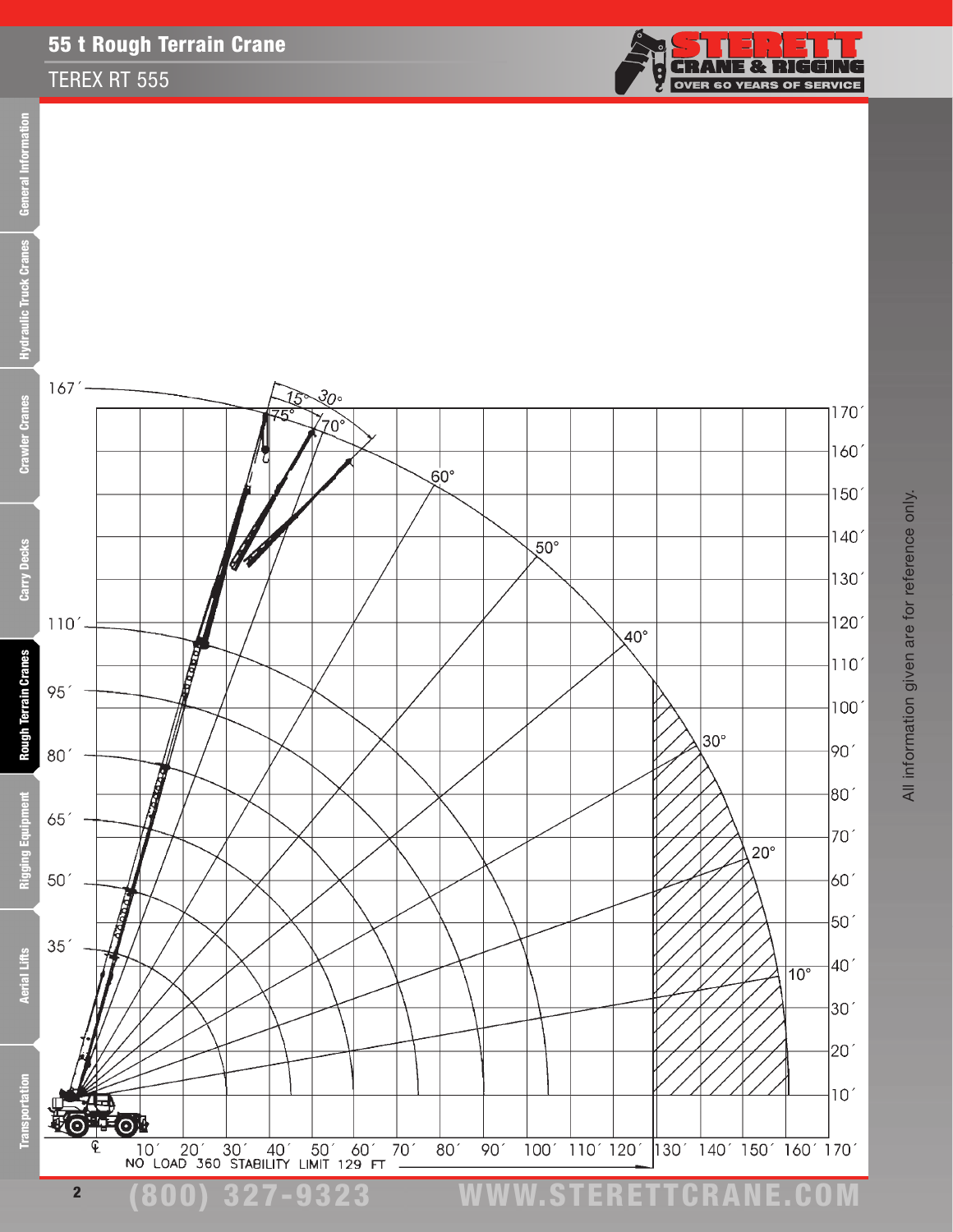# 55 t Rough Terrain Crane

## TEREX RT 555

167´

15° 30°

75° 70°

60°

50°

40°

30°

20°

10°

110´

95´

80´

65´

50´

35´

170´ 160´ 150´ 140´ 130´ 120´ 110´ 100´ 90´ 80´ 70´ 60´ 50´ 40´ 30´ 20´ 10´

℄ 10´ 20´ 30´ 40´ 50´ 60´ 70´ 80´ 90´ 100´ 110´ 120´ 130´ 140´ 150´ 160´ 170´

NO LOAD 360 STABILITY LIMIT 129 FT

All information given are for reference only.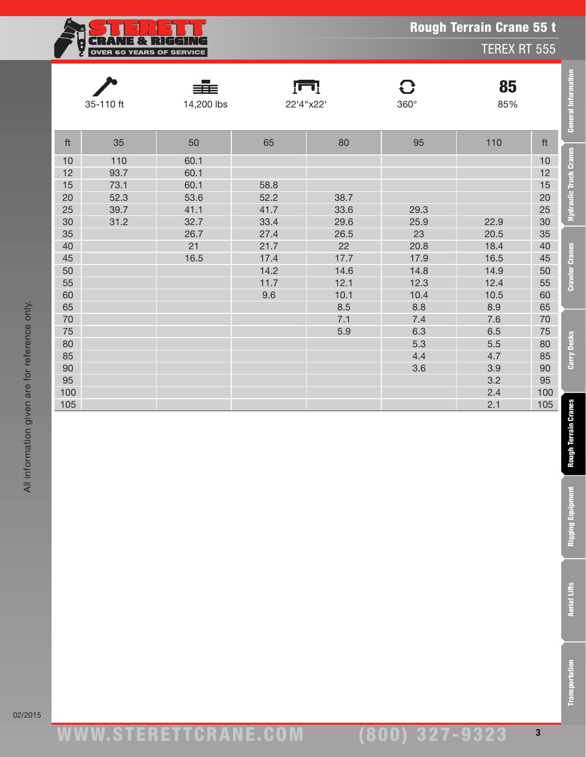# Rough Terrain Crane 55 t

## TEREX RT 555

| 35-110 ft | 14,200 lbs | 22'4"x22' | 360° | 85% |
|---|---|---|---|---|

| ft | 35 | 50 | 65 | 80 | 95 | 110 | ft |
|---|---|---|---|---|---|---|---|
| 10 | 110 | 60.1 | | | | | 10 |
| 12 | 93.7 | 60.1 | | | | | 12 |
| 15 | 73.1 | 60.1 | 58.8 | | | | 15 |
| 20 | 52.3 | 53.6 | 52.2 | 38.7 | | | 20 |
| 25 | 39.7 | 41.1 | 41.7 | 33.6 | 29.3 | | 25 |
| 30 | 31.2 | 32.7 | 33.4 | 29.6 | 25.9 | 22.9 | 30 |
| 35 | | 26.7 | 27.4 | 26.5 | 23 | 20.5 | 35 |
| 40 | | 21 | 21.7 | 22 | 20.8 | 18.4 | 40 |
| 45 | | 16.5 | 17.4 | 17.7 | 17.9 | 16.5 | 45 |
| 50 | | | 14.2 | 14.6 | 14.8 | 14.9 | 50 |
| 55 | | | 11.7 | 12.1 | 12.3 | 12.4 | 55 |
| 60 | | | 9.6 | 10.1 | 10.4 | 10.5 | 60 |
| 65 | | | | 8.5 | 8.8 | 8.9 | 65 |
| 70 | | | | 7.1 | 7.4 | 7.6 | 70 |
| 75 | | | | 5.9 | 6.3 | 6.5 | 75 |
| 80 | | | | | 5.3 | 5.5 | 80 |
| 85 | | | | | 4.4 | 4.7 | 85 |
| 90 | | | | | 3.6 | 3.9 | 90 |
| 95 | | | | | | 3.2 | 95 |
| 100 | | | | | | 2.4 | 100 |
| 105 | | | | | | 2.1 | 105 |

All information given are for reference only.

02/2015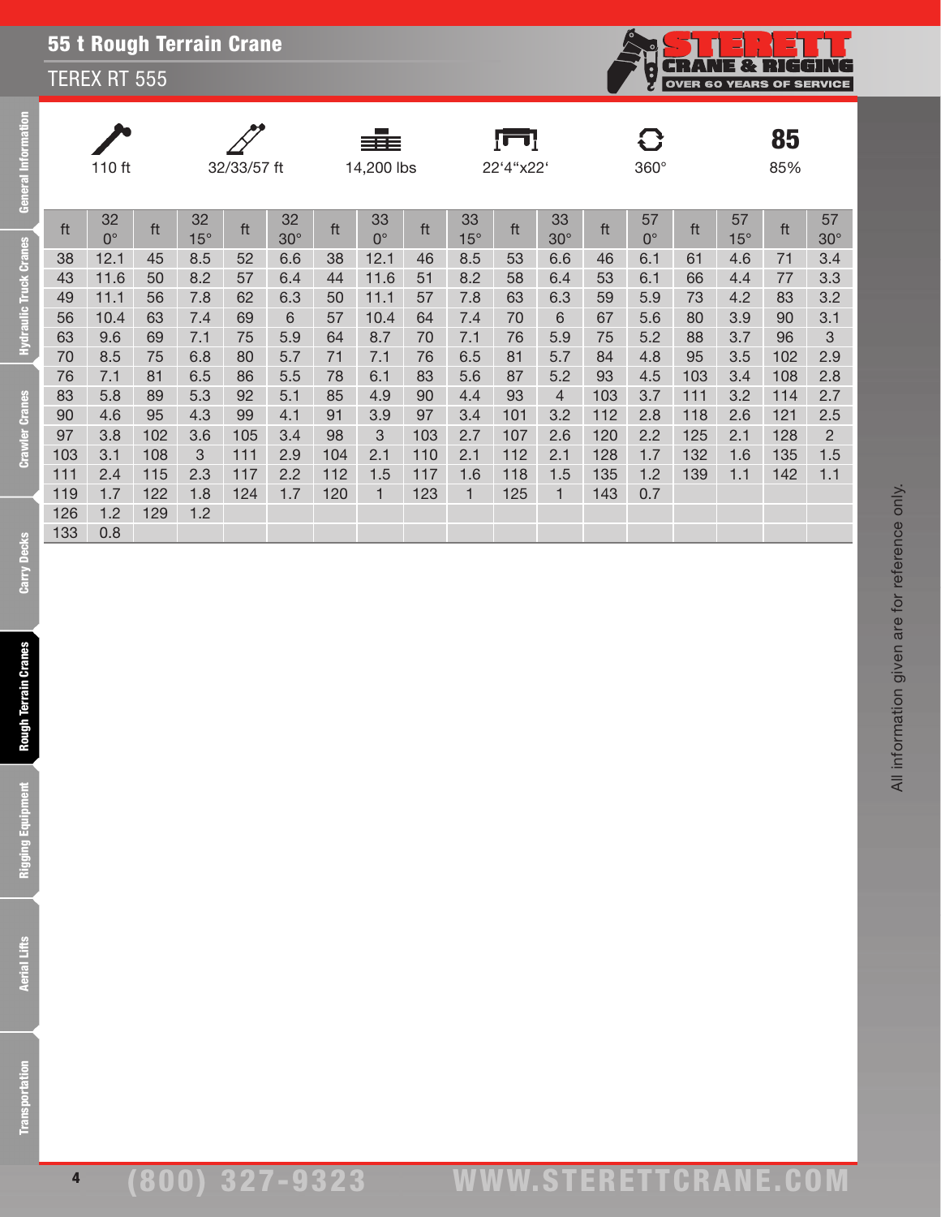## 55 t Rough Terrain Crane

### TEREX RT 555

| 110 ft | 32/33/57 ft | 14,200 lbs | 22'4"x22' | 360° | 85% |
|---|---|---|---|---|---|

| ft | 32 0° | ft | 32 15° | ft | 32 30° | ft | 33 0° | ft | 33 15° | ft | 33 30° | ft | 57 0° | ft | 57 15° | ft | 57 30° |
|---|---|---|---|---|---|---|---|---|---|---|---|---|---|---|---|---|---|
| 38 | 12.1 | 45 | 8.5 | 52 | 6.6 | 38 | 12.1 | 46 | 8.5 | 53 | 6.6 | 46 | 6.1 | 61 | 4.6 | 71 | 3.4 |
| 43 | 11.6 | 50 | 8.2 | 57 | 6.4 | 44 | 11.6 | 51 | 8.2 | 58 | 6.4 | 53 | 6.1 | 66 | 4.4 | 77 | 3.3 |
| 49 | 11.1 | 56 | 7.8 | 62 | 6.3 | 50 | 11.1 | 57 | 7.8 | 63 | 6.3 | 59 | 5.9 | 73 | 4.2 | 83 | 3.2 |
| 56 | 10.4 | 63 | 7.4 | 69 | 6 | 57 | 10.4 | 64 | 7.4 | 70 | 6 | 67 | 5.6 | 80 | 3.9 | 90 | 3.1 |
| 63 | 9.6 | 69 | 7.1 | 75 | 5.9 | 64 | 8.7 | 70 | 7.1 | 76 | 5.9 | 75 | 5.2 | 88 | 3.7 | 96 | 3 |
| 70 | 8.5 | 75 | 6.8 | 80 | 5.7 | 71 | 7.1 | 76 | 6.5 | 81 | 5.7 | 84 | 4.8 | 95 | 3.5 | 102 | 2.9 |
| 76 | 7.1 | 81 | 6.5 | 86 | 5.5 | 78 | 6.1 | 83 | 5.6 | 87 | 5.2 | 93 | 4.5 | 103 | 3.4 | 108 | 2.8 |
| 83 | 5.8 | 89 | 5.3 | 92 | 5.1 | 85 | 4.9 | 90 | 4.4 | 93 | 4 | 103 | 3.7 | 111 | 3.2 | 114 | 2.7 |
| 90 | 4.6 | 95 | 4.3 | 99 | 4.1 | 91 | 3.9 | 97 | 3.4 | 101 | 3.2 | 112 | 2.8 | 118 | 2.6 | 121 | 2.5 |
| 97 | 3.8 | 102 | 3.6 | 105 | 3.4 | 98 | 3 | 103 | 2.7 | 107 | 2.6 | 120 | 2.2 | 125 | 2.1 | 128 | 2 |
| 103 | 3.1 | 108 | 3 | 111 | 2.9 | 104 | 2.1 | 110 | 2.1 | 112 | 2.1 | 128 | 1.7 | 132 | 1.6 | 135 | 1.5 |
| 111 | 2.4 | 115 | 2.3 | 117 | 2.2 | 112 | 1.5 | 117 | 1.6 | 118 | 1.5 | 135 | 1.2 | 139 | 1.1 | 142 | 1.1 |
| 119 | 1.7 | 122 | 1.8 | 124 | 1.7 | 120 | 1 | 123 | 1 | 125 | 1 | 143 | 0.7 | | | | |
| 126 | 1.2 | 129 | 1.2 | | | | | | | | | | | | | | |
| 133 | 0.8 | | | | | | | | | | | | | | | | |

All information given are for reference only.